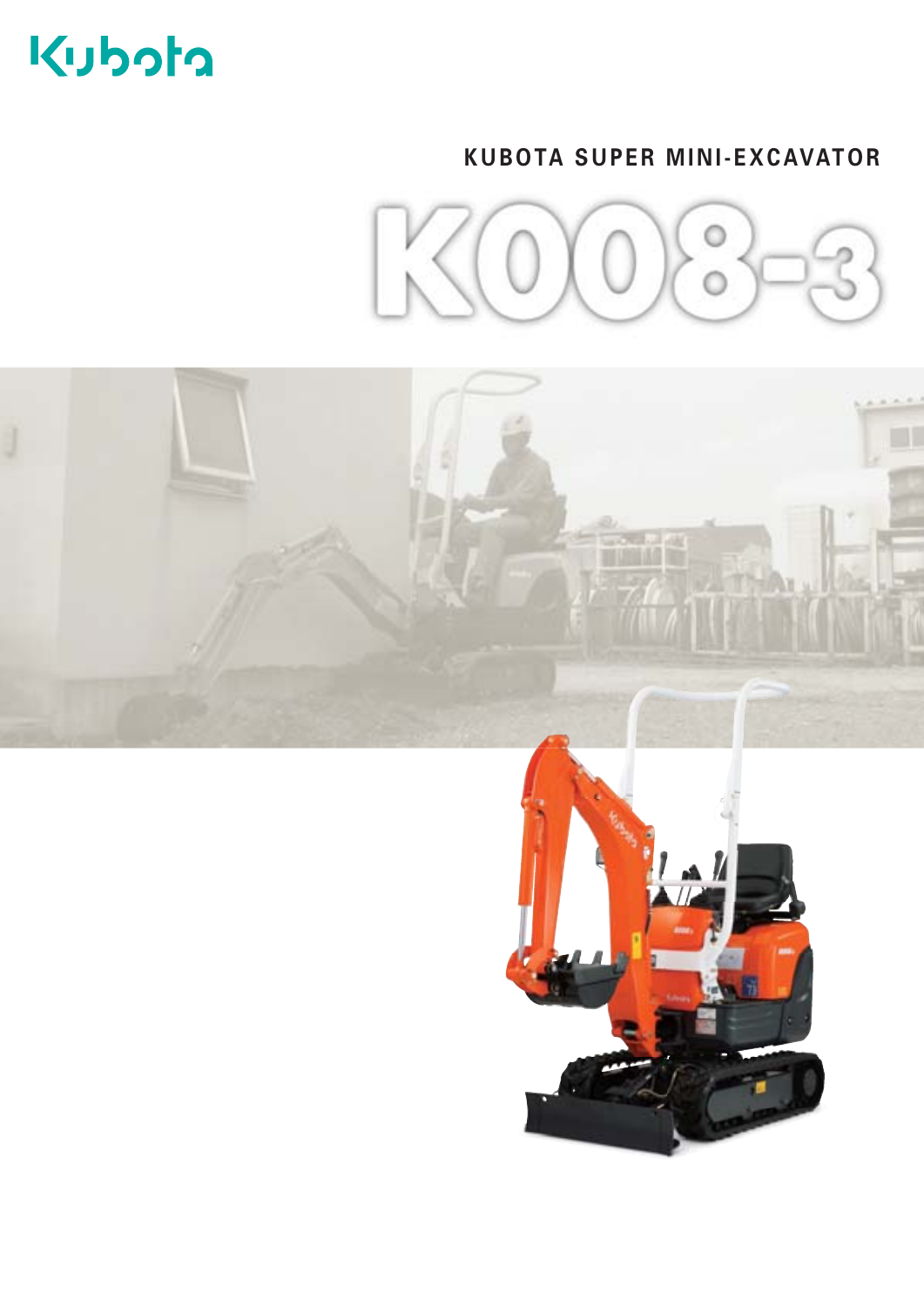Kubota

KUBOTA SUPER MINI-EXCAVATOR

# K008-3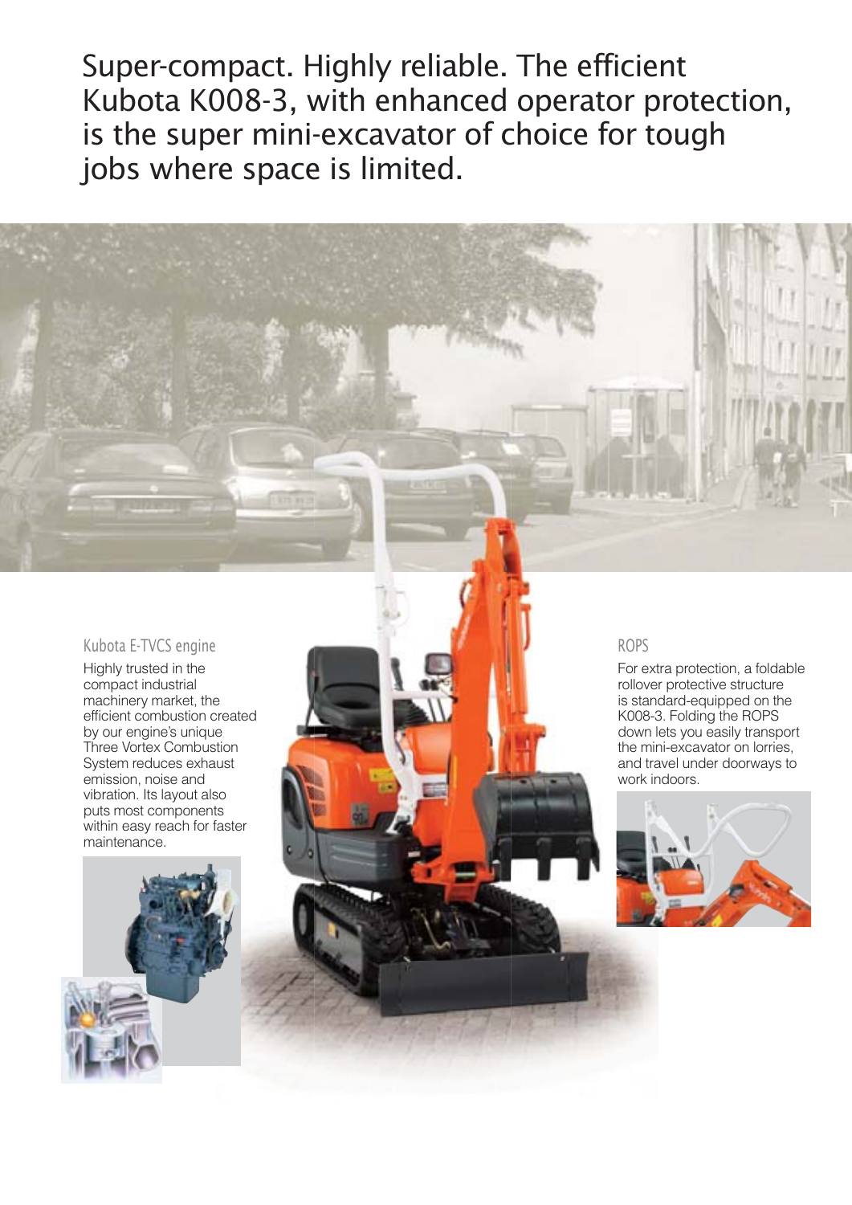# Super-compact. Highly reliable. The efficient Kubota K008-3, with enhanced operator protection, is the super mini-excavator of choice for tough jobs where space is limited.

## Kubota E-TVCS engine

Highly trusted in the compact industrial machinery market, the efficient combustion created by our engine's unique Three Vortex Combustion System reduces exhaust emission, noise and vibration. Its layout also puts most components within easy reach for faster maintenance.

## ROPS

For extra protection, a foldable rollover protective structure is standard-equipped on the K008-3. Folding the ROPS down lets you easily transport the mini-excavator on lorries, and travel under doorways to work indoors.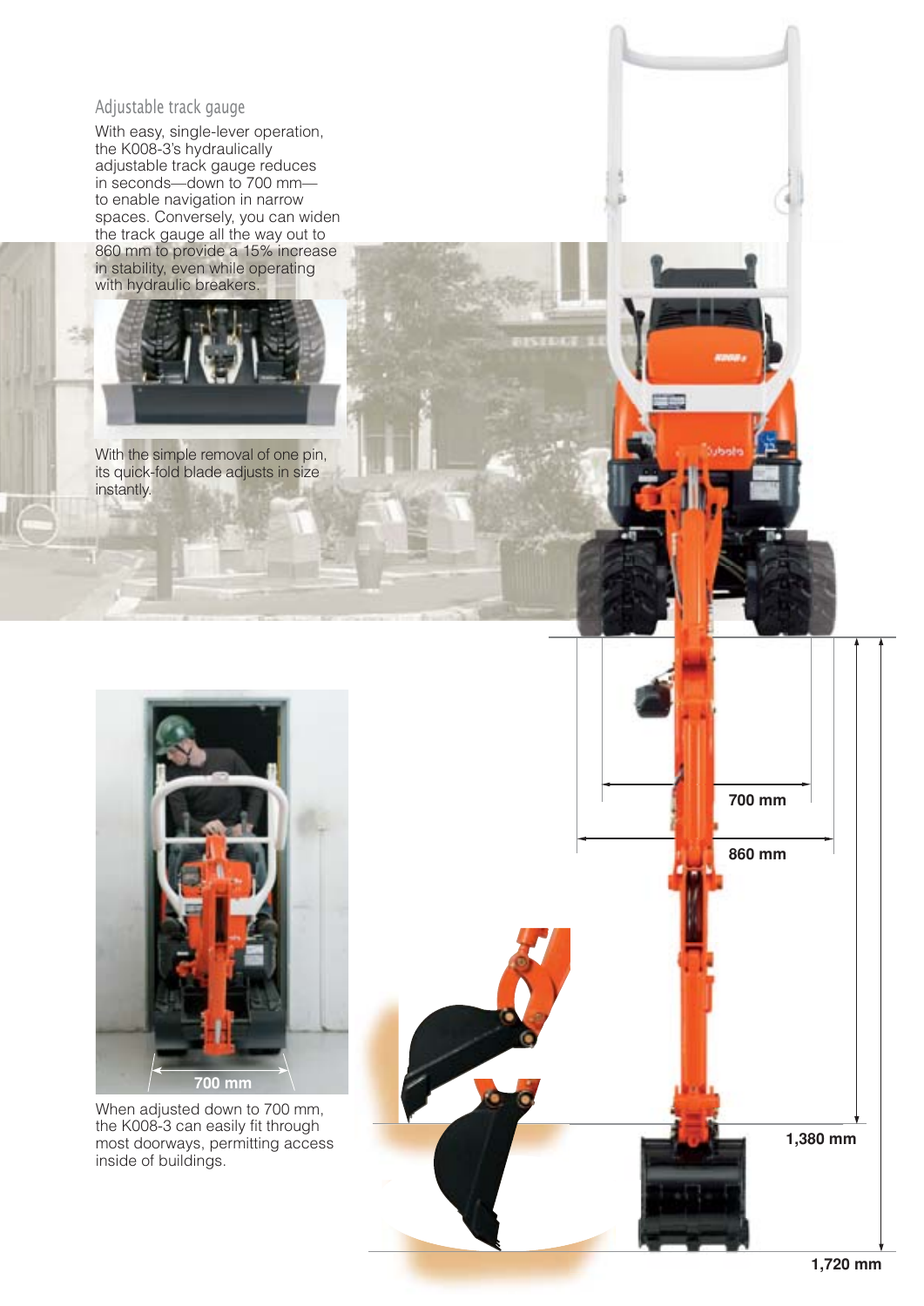## Adjustable track gauge

With easy, single-lever operation, the K008-3's hydraulically adjustable track gauge reduces in seconds—down to 700 mm—to enable navigation in narrow spaces. Conversely, you can widen the track gauge all the way out to 860 mm to provide a 15% increase in stability, even while operating with hydraulic breakers.

With the simple removal of one pin, its quick-fold blade adjusts in size instantly.

700 mm

When adjusted down to 700 mm, the K008-3 can easily fit through most doorways, permitting access inside of buildings.

700 mm

860 mm

1,380 mm

1,720 mm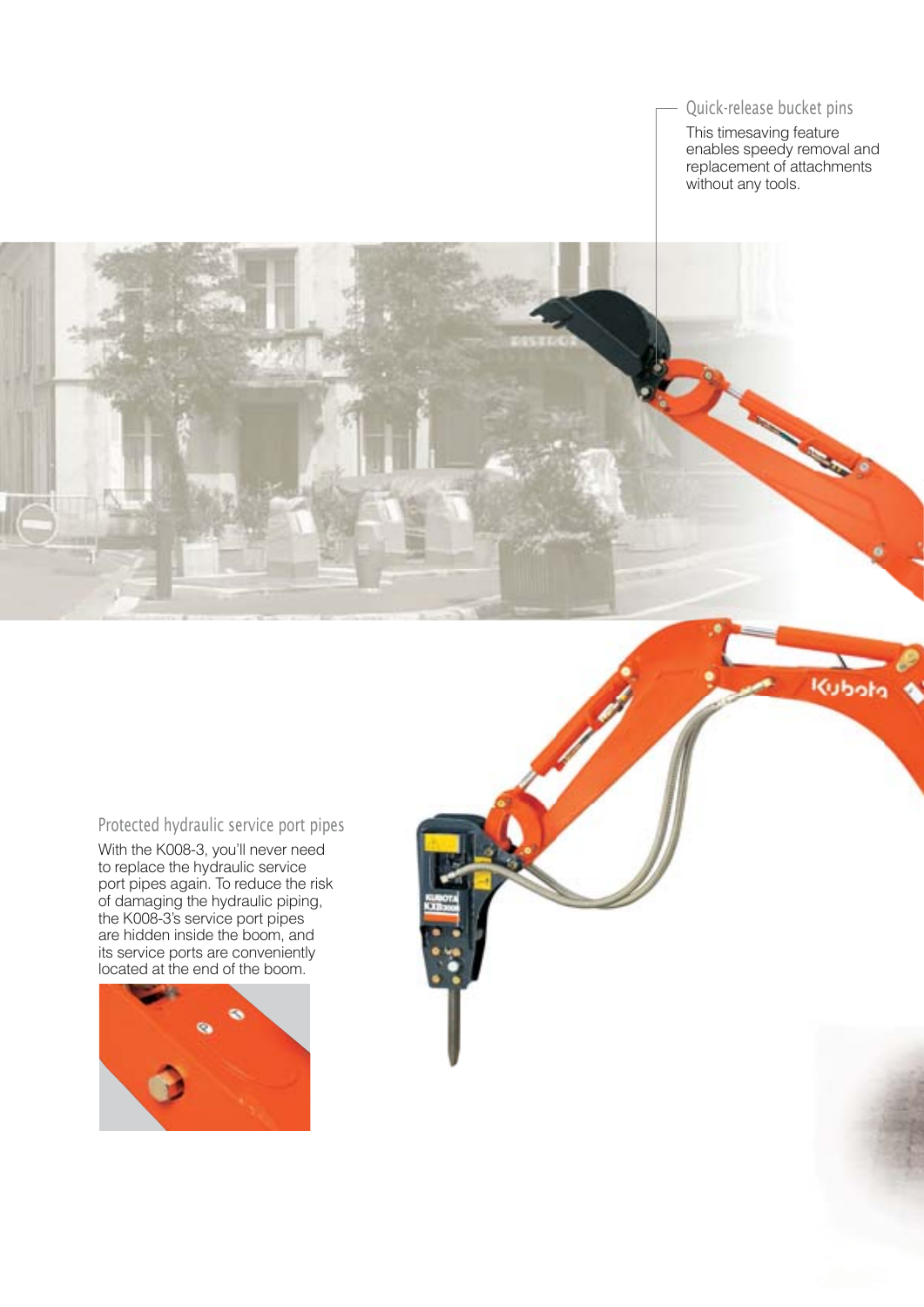## Quick-release bucket pins

This timesaving feature enables speedy removal and replacement of attachments without any tools.

## Protected hydraulic service port pipes

With the K008-3, you'll never need to replace the hydraulic service port pipes again. To reduce the risk of damaging the hydraulic piping, the K008-3's service port pipes are hidden inside the boom, and its service ports are conveniently located at the end of the boom.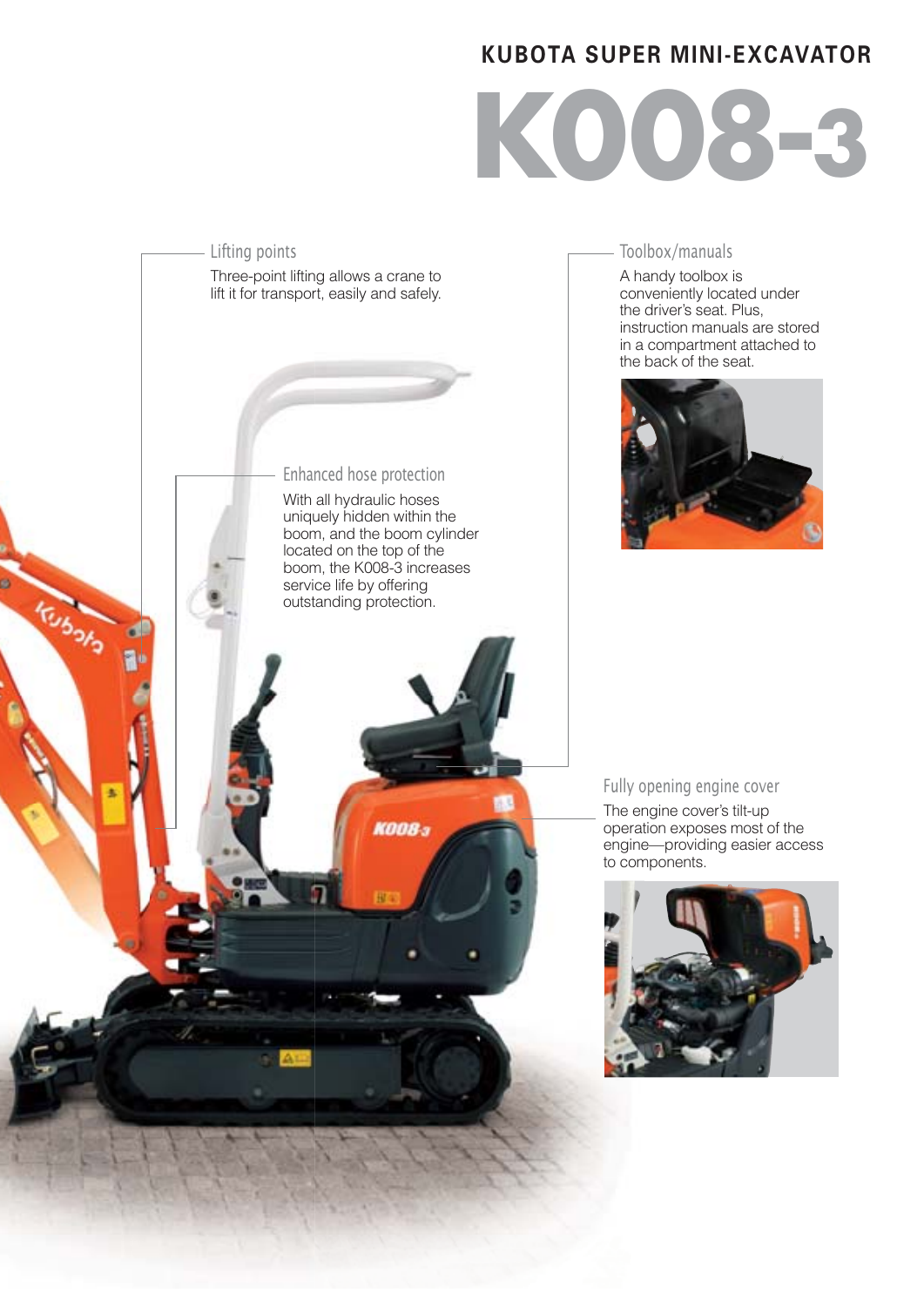KUBOTA SUPER MINI-EXCAVATOR

# K008-3

### Lifting points

Three-point lifting allows a crane to lift it for transport, easily and safely.

### Toolbox/manuals

A handy toolbox is conveniently located under the driver's seat. Plus, instruction manuals are stored in a compartment attached to the back of the seat.

### Enhanced hose protection

With all hydraulic hoses uniquely hidden within the boom, and the boom cylinder located on the top of the boom, the K008-3 increases service life by offering outstanding protection.

### Fully opening engine cover

The engine cover's tilt-up operation exposes most of the engine—providing easier access to components.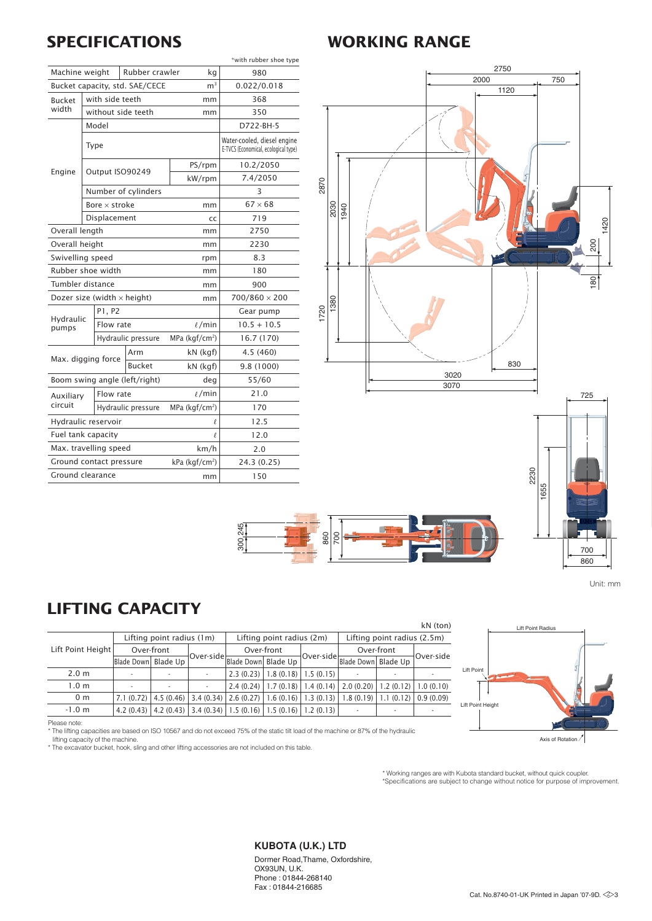## SPECIFICATIONS

*with rubber shoe type

| | | | | |
|---|---|---|---|---|
| Machine weight | Rubber crawler | | kg | 980 |
| Bucket capacity, std. SAE/CECE | | | $m^3$ | 0.022/0.018 |
| Bucket width | with side teeth | | mm | 368 |
| | without side teeth | | mm | 350 |
| Engine | Model | | | D722-BH-5 |
| | Type | | | Water-cooled, diesel engine E-TVCS (Economical, ecological type) |
| | Output ISO90249 | | PS/rpm | 10.2/2050 |
| | | | kW/rpm | 7.4/2050 |
| | Number of cylinders | | | 3 |
| | Bore × stroke | | mm | 67 × 68 |
| | Displacement | | cc | 719 |
| Overall length | | | mm | 2750 |
| Overall height | | | mm | 2230 |
| Swivelling speed | | | rpm | 8.3 |
| Rubber shoe width | | | mm | 180 |
| Tumbler distance | | | mm | 900 |
| Dozer size (width × height) | | | mm | 700/860 × 200 |
| Hydraulic pumps | P1, P2 | | | Gear pump |
| | Flow rate | | ℓ/min | 10.5 + 10.5 |
| | Hydraulic pressure | | MPa ($kgf/cm^2$) | 16.7 (170) |
| Max. digging force | Arm | | kN (kgf) | 4.5 (460) |
| | Bucket | | kN (kgf) | 9.8 (1000) |
| Boom swing angle (left/right) | | | deg | 55/60 |
| Auxiliary circuit | Flow rate | | ℓ/min | 21.0 |
| | Hydraulic pressure | | MPa ($kgf/cm^2$) | 170 |
| Hydraulic reservoir | | | ℓ | 12.5 |
| Fuel tank capacity | | | ℓ | 12.0 |
| Max. travelling speed | | | km/h | 2.0 |
| Ground contact pressure | | | kPa ($kgf/cm^2$) | 24.3 (0.25) |
| Ground clearance | | | mm | 150 |

## WORKING RANGE

2750
2000
750
1120
2870
2030
1940
1420
200
180
1720
1380
830
3020
3070
725
2230
1655
700
860
300 245
860
700

Unit: mm

## LIFTING CAPACITY

kN (ton)

| Lift Point Height | Lifting point radius (1m) | | | Lifting point radius (2m) | | | Lifting point radius (2.5m) | | |
|---|---|---|---|---|---|---|---|---|---|
| | Over-front | | Over-side | Over-front | | Over-side | Over-front | | Over-side |
| | Blade Down | Blade Up | | Blade Down | Blade Up | | Blade Down | Blade Up | |
| 2.0 m | - | - | - | 2.3 (0.23) | 1.8 (0.18) | 1.5 (0.15) | - | - | - |
| 1.0 m | - | - | - | 2.4 (0.24) | 1.7 (0.18) | 1.4 (0.14) | 2.0 (0.20) | 1.2 (0.12) | 1.0 (0.10) |
| 0 m | 7.1 (0.72) | 4.5 (0.46) | 3.4 (0.34) | 2.6 (0.27) | 1.6 (0.16) | 1.3 (0.13) | 1.8 (0.19) | 1.1 (0.12) | 0.9 (0.09) |
| -1.0 m | 4.2 (0.43) | 4.2 (0.43) | 3.4 (0.34) | 1.5 (0.16) | 1.5 (0.16) | 1.2 (0.13) | - | - | - |

Lift Point Radius
Lift Point
Lift Point Height
Axis of Rotation

Please note:
* The lifting capacities are based on ISO 10567 and do not exceed 75% of the static tilt load of the machine or 87% of the hydraulic lifting capacity of the machine.
* The excavator bucket, hook, sling and other lifting accessories are not included on this table.

* Working ranges are with Kubota standard bucket, without quick coupler.
*Specifications are subject to change without notice for purpose of improvement.

**KUBOTA (U.K.) LTD**
Dormer Road,Thame, Oxfordshire,
OX93UN, U.K.
Phone : 01844-268140
Fax : 01844-216685

Cat. No.8740-01-UK Printed in Japan '07-9D.